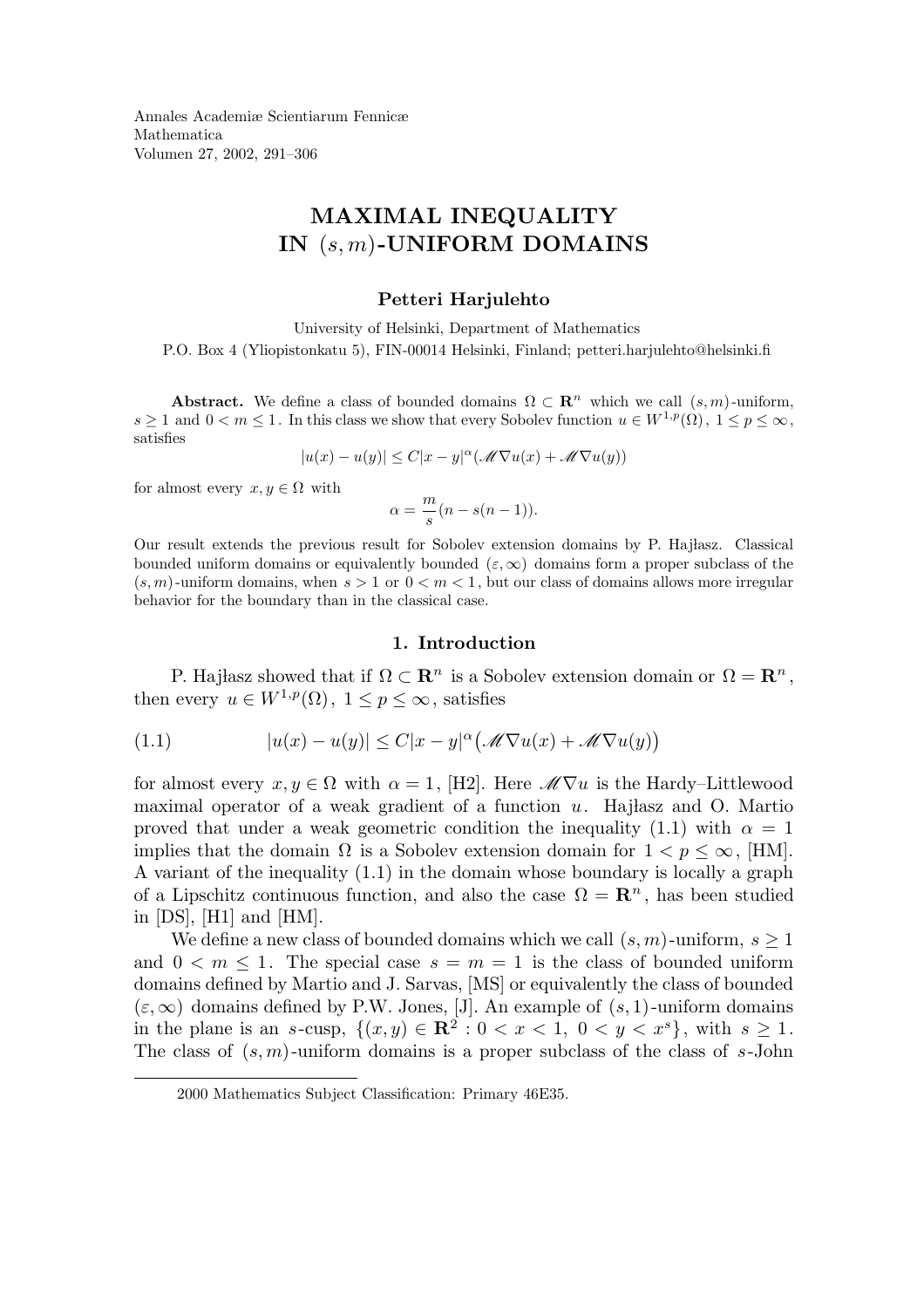# MAXIMAL INEQUALITY IN $(s,m)$-UNIFORM DOMAINS

**Petteri Harjulehto**

University of Helsinki, Department of Mathematics
P.O. Box 4 (Yliopistonkatu 5), FIN-00014 Helsinki, Finland; petteri.harjulehto@helsinki.fi

**Abstract.** We define a class of bounded domains $\Omega \subset \mathbf{R}^n$ which we call $(s,m)$-uniform, $s \geq 1$ and $0 < m \leq 1$. In this class we show that every Sobolev function $u \in W^{1,p}(\Omega)$, $1 \leq p \leq \infty$, satisfies

$$|u(x) - u(y)| \leq C|x-y|^{\alpha}(\mathscr{M}\nabla u(x) + \mathscr{M}\nabla u(y))$$

for almost every $x, y \in \Omega$ with

$$\alpha = \frac{m}{s}(n - s(n-1)).$$

Our result extends the previous result for Sobolev extension domains by P. Hajłasz. Classical bounded uniform domains or equivalently bounded $(\varepsilon, \infty)$ domains form a proper subclass of the $(s,m)$-uniform domains, when $s > 1$ or $0 < m < 1$, but our class of domains allows more irregular behavior for the boundary than in the classical case.

## 1. Introduction

P. Hajłasz showed that if $\Omega \subset \mathbf{R}^n$ is a Sobolev extension domain or $\Omega = \mathbf{R}^n$, then every $u \in W^{1,p}(\Omega)$, $1 \leq p \leq \infty$, satisfies

$$|u(x) - u(y)| \leq C|x-y|^{\alpha}\big(\mathscr{M}\nabla u(x) + \mathscr{M}\nabla u(y)\big) \tag{1.1}$$

for almost every $x, y \in \Omega$ with $\alpha = 1$, [H2]. Here $\mathscr{M}\nabla u$ is the Hardy–Littlewood maximal operator of a weak gradient of a function $u$. Hajłasz and O. Martio proved that under a weak geometric condition the inequality (1.1) with $\alpha = 1$ implies that the domain $\Omega$ is a Sobolev extension domain for $1 < p \leq \infty$, [HM]. A variant of the inequality (1.1) in the domain whose boundary is locally a graph of a Lipschitz continuous function, and also the case $\Omega = \mathbf{R}^n$, has been studied in [DS], [H1] and [HM].

We define a new class of bounded domains which we call $(s,m)$-uniform, $s \geq 1$ and $0 < m \leq 1$. The special case $s = m = 1$ is the class of bounded uniform domains defined by Martio and J. Sarvas, [MS] or equivalently the class of bounded $(\varepsilon, \infty)$ domains defined by P.W. Jones, [J]. An example of $(s,1)$-uniform domains in the plane is an $s$-cusp, $\{(x,y) \in \mathbf{R}^2 : 0 < x < 1,\ 0 < y < x^s\}$, with $s \geq 1$. The class of $(s,m)$-uniform domains is a proper subclass of the class of $s$-John

2000 Mathematics Subject Classification: Primary 46E35.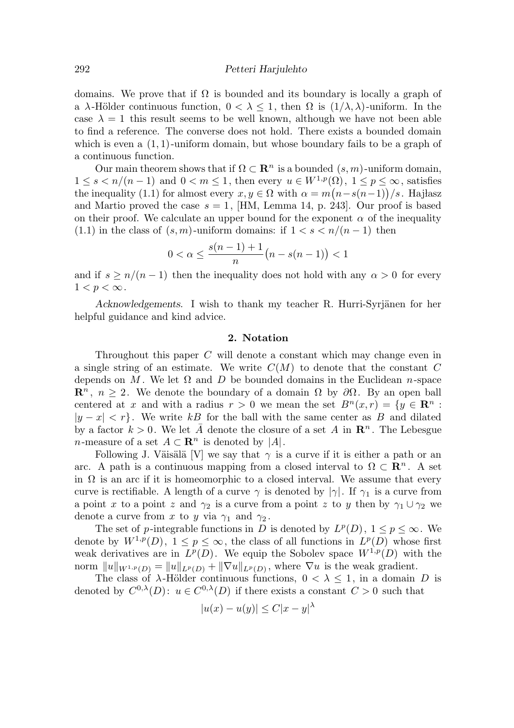domains. We prove that if $\Omega$ is bounded and its boundary is locally a graph of a $\lambda$-Hölder continuous function, $0 < \lambda \leq 1$, then $\Omega$ is $(1/\lambda, \lambda)$-uniform. In the case $\lambda = 1$ this result seems to be well known, although we have not been able to find a reference. The converse does not hold. There exists a bounded domain which is even a $(1,1)$-uniform domain, but whose boundary fails to be a graph of a continuous function.

Our main theorem shows that if $\Omega \subset \mathbf{R}^n$ is a bounded $(s,m)$-uniform domain, $1 \leq s < n/(n-1)$ and $0 < m \leq 1$, then every $u \in W^{1,p}(\Omega)$, $1 \leq p \leq \infty$, satisfies the inequality (1.1) for almost every $x, y \in \Omega$ with $\alpha = m\big(n - s(n-1)\big)/s$. Hajłasz and Martio proved the case $s = 1$, [HM, Lemma 14, p. 243]. Our proof is based on their proof. We calculate an upper bound for the exponent $\alpha$ of the inequality (1.1) in the class of $(s,m)$-uniform domains: if $1 < s < n/(n-1)$ then

$$0 < \alpha \leq \frac{s(n-1)+1}{n}\big(n - s(n-1)\big) < 1$$

and if $s \geq n/(n-1)$ then the inequality does not hold with any $\alpha > 0$ for every $1 < p < \infty$.

*Acknowledgements.* I wish to thank my teacher R. Hurri-Syrjänen for her helpful guidance and kind advice.

## 2. Notation

Throughout this paper $C$ will denote a constant which may change even in a single string of an estimate. We write $C(M)$ to denote that the constant $C$ depends on $M$. We let $\Omega$ and $D$ be bounded domains in the Euclidean $n$-space $\mathbf{R}^n$, $n \geq 2$. We denote the boundary of a domain $\Omega$ by $\partial\Omega$. By an open ball centered at $x$ and with a radius $r > 0$ we mean the set $B^n(x,r) = \{y \in \mathbf{R}^n : |y - x| < r\}$. We write $kB$ for the ball with the same center as $B$ and dilated by a factor $k > 0$. We let $\bar{A}$ denote the closure of a set $A$ in $\mathbf{R}^n$. The Lebesgue $n$-measure of a set $A \subset \mathbf{R}^n$ is denoted by $|A|$.

Following J. Väisälä [V] we say that $\gamma$ is a curve if it is either a path or an arc. A path is a continuous mapping from a closed interval to $\Omega \subset \mathbf{R}^n$. A set in $\Omega$ is an arc if it is homeomorphic to a closed interval. We assume that every curve is rectifiable. A length of a curve $\gamma$ is denoted by $|\gamma|$. If $\gamma_1$ is a curve from a point $x$ to a point $z$ and $\gamma_2$ is a curve from a point $z$ to $y$ then by $\gamma_1 \cup \gamma_2$ we denote a curve from $x$ to $y$ via $\gamma_1$ and $\gamma_2$.

The set of $p$-integrable functions in $D$ is denoted by $L^p(D)$, $1 \leq p \leq \infty$. We denote by $W^{1,p}(D)$, $1 \leq p \leq \infty$, the class of all functions in $L^p(D)$ whose first weak derivatives are in $L^p(D)$. We equip the Sobolev space $W^{1,p}(D)$ with the norm $\|u\|_{W^{1,p}(D)} = \|u\|_{L^p(D)} + \|\nabla u\|_{L^p(D)}$, where $\nabla u$ is the weak gradient.

The class of $\lambda$-Hölder continuous functions, $0 < \lambda \leq 1$, in a domain $D$ is denoted by $C^{0,\lambda}(D)$: $u \in C^{0,\lambda}(D)$ if there exists a constant $C > 0$ such that

$$|u(x) - u(y)| \leq C|x - y|^\lambda$$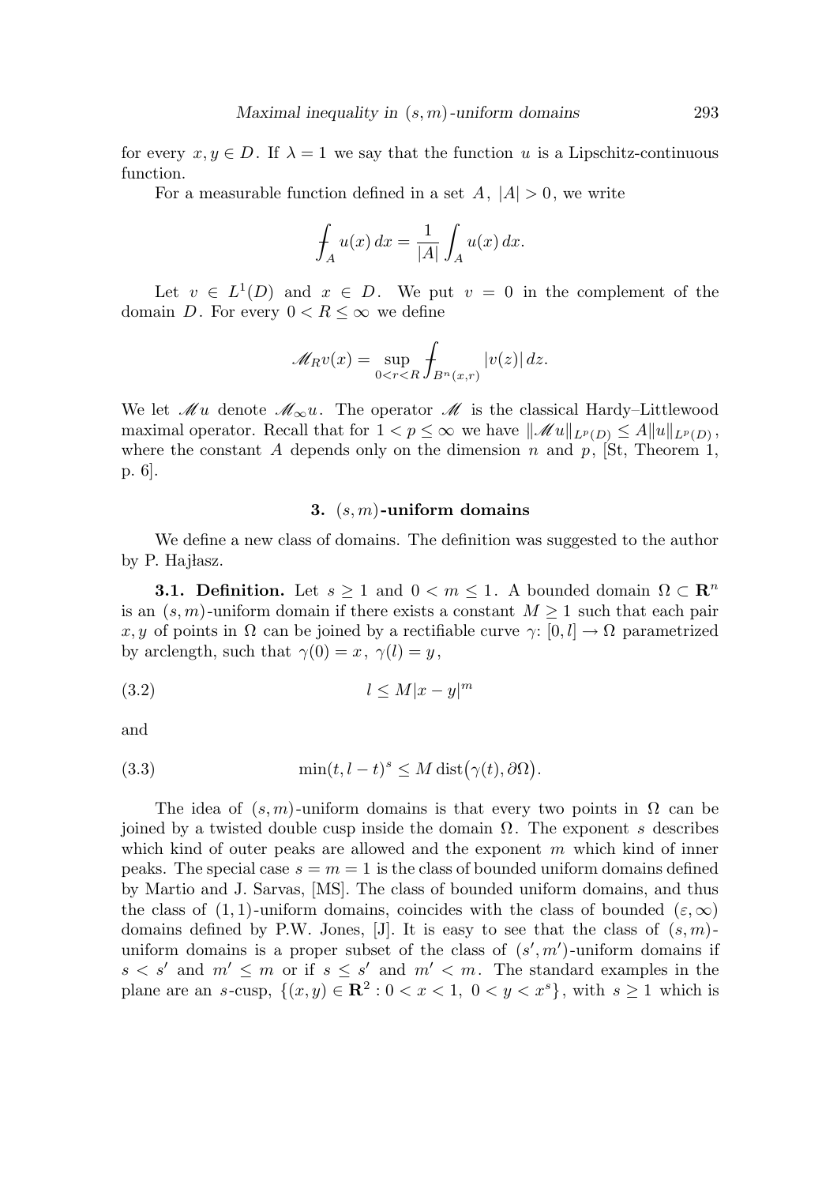for every $x, y \in D$. If $\lambda = 1$ we say that the function $u$ is a Lipschitz-continuous function.

For a measurable function defined in a set $A$, $|A| > 0$, we write

$$\fint_A u(x)\,dx = \frac{1}{|A|}\int_A u(x)\,dx.$$

Let $v \in L^1(D)$ and $x \in D$. We put $v = 0$ in the complement of the domain $D$. For every $0 < R \leq \infty$ we define

$$\mathscr{M}_R v(x) = \sup_{0<r<R} \fint_{B^n(x,r)} |v(z)|\,dz.$$

We let $\mathscr{M}u$ denote $\mathscr{M}_\infty u$. The operator $\mathscr{M}$ is the classical Hardy–Littlewood maximal operator. Recall that for $1 < p \leq \infty$ we have $\|\mathscr{M}u\|_{L^p(D)} \leq A\|u\|_{L^p(D)}$, where the constant $A$ depends only on the dimension $n$ and $p$, [St, Theorem 1, p. 6].

## 3. $(s, m)$-uniform domains

We define a new class of domains. The definition was suggested to the author by P. Hajłasz.

**3.1. Definition.** Let $s \geq 1$ and $0 < m \leq 1$. A bounded domain $\Omega \subset \mathbf{R}^n$ is an $(s, m)$-uniform domain if there exists a constant $M \geq 1$ such that each pair $x, y$ of points in $\Omega$ can be joined by a rectifiable curve $\gamma\colon [0, l] \to \Omega$ parametrized by arclength, such that $\gamma(0) = x$, $\gamma(l) = y$,

$$l \leq M|x-y|^m \tag{3.2}$$

and

$$\min(t, l-t)^s \leq M \operatorname{dist}\bigl(\gamma(t), \partial\Omega\bigr). \tag{3.3}$$

The idea of $(s, m)$-uniform domains is that every two points in $\Omega$ can be joined by a twisted double cusp inside the domain $\Omega$. The exponent $s$ describes which kind of outer peaks are allowed and the exponent $m$ which kind of inner peaks. The special case $s = m = 1$ is the class of bounded uniform domains defined by Martio and J. Sarvas, [MS]. The class of bounded uniform domains, and thus the class of $(1, 1)$-uniform domains, coincides with the class of bounded $(\varepsilon, \infty)$ domains defined by P.W. Jones, [J]. It is easy to see that the class of $(s, m)$-uniform domains is a proper subset of the class of $(s', m')$-uniform domains if $s < s'$ and $m' \leq m$ or if $s \leq s'$ and $m' < m$. The standard examples in the plane are an $s$-cusp, $\{(x, y) \in \mathbf{R}^2 : 0 < x < 1,\ 0 < y < x^s\}$, with $s \geq 1$ which is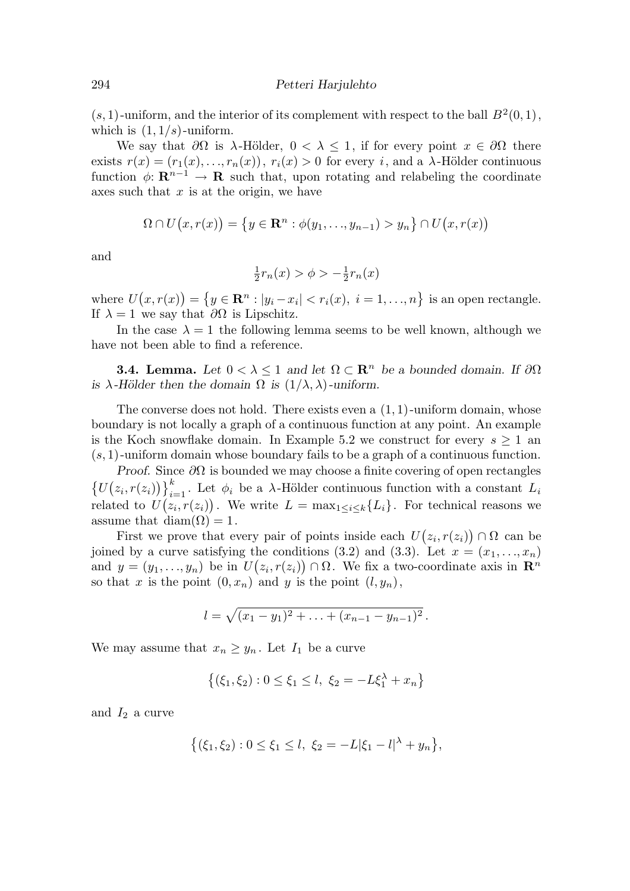$(s,1)$-uniform, and the interior of its complement with respect to the ball $B^2(0,1)$, which is $(1,1/s)$-uniform.

We say that $\partial\Omega$ is $\lambda$-Hölder, $0<\lambda\le 1$, if for every point $x\in\partial\Omega$ there exists $r(x)=(r_1(x),\dots,r_n(x))$, $r_i(x)>0$ for every $i$, and a $\lambda$-Hölder continuous function $\phi\colon \mathbf{R}^{n-1}\to\mathbf{R}$ such that, upon rotating and relabeling the coordinate axes such that $x$ is at the origin, we have

$$\Omega\cap U\big(x,r(x)\big)=\big\{y\in\mathbf{R}^n:\phi(y_1,\dots,y_{n-1})>y_n\big\}\cap U\big(x,r(x)\big)$$

and

$$\tfrac12 r_n(x)>\phi>-\tfrac12 r_n(x)$$

where $U\big(x,r(x)\big)=\big\{y\in\mathbf{R}^n:|y_i-x_i|<r_i(x),\ i=1,\dots,n\big\}$ is an open rectangle. If $\lambda=1$ we say that $\partial\Omega$ is Lipschitz.

In the case $\lambda=1$ the following lemma seems to be well known, although we have not been able to find a reference.

**3.4. Lemma.** *Let $0<\lambda\le 1$ and let $\Omega\subset\mathbf{R}^n$ be a bounded domain. If $\partial\Omega$ is $\lambda$-Hölder then the domain $\Omega$ is $(1/\lambda,\lambda)$-uniform.*

The converse does not hold. There exists even a $(1,1)$-uniform domain, whose boundary is not locally a graph of a continuous function at any point. An example is the Koch snowflake domain. In Example 5.2 we construct for every $s\ge 1$ an $(s,1)$-uniform domain whose boundary fails to be a graph of a continuous function.

*Proof.* Since $\partial\Omega$ is bounded we may choose a finite covering of open rectangles $\big\{U\big(z_i,r(z_i)\big)\big\}_{i=1}^k$. Let $\phi_i$ be a $\lambda$-Hölder continuous function with a constant $L_i$ related to $U\big(z_i,r(z_i)\big)$. We write $L=\max_{1\le i\le k}\{L_i\}$. For technical reasons we assume that $\operatorname{diam}(\Omega)=1$.

First we prove that every pair of points inside each $U\big(z_i,r(z_i)\big)\cap\Omega$ can be joined by a curve satisfying the conditions (3.2) and (3.3). Let $x=(x_1,\dots,x_n)$ and $y=(y_1,\dots,y_n)$ be in $U\big(z_i,r(z_i)\big)\cap\Omega$. We fix a two-coordinate axis in $\mathbf{R}^n$ so that $x$ is the point $(0,x_n)$ and $y$ is the point $(l,y_n)$,

$$l=\sqrt{(x_1-y_1)^2+\dots+(x_{n-1}-y_{n-1})^2}\,.$$

We may assume that $x_n\ge y_n$. Let $I_1$ be a curve

$$\big\{(\xi_1,\xi_2):0\le\xi_1\le l,\ \xi_2=-L\xi_1^\lambda+x_n\big\}$$

and $I_2$ a curve

$$\big\{(\xi_1,\xi_2):0\le\xi_1\le l,\ \xi_2=-L|\xi_1-l|^\lambda+y_n\big\},$$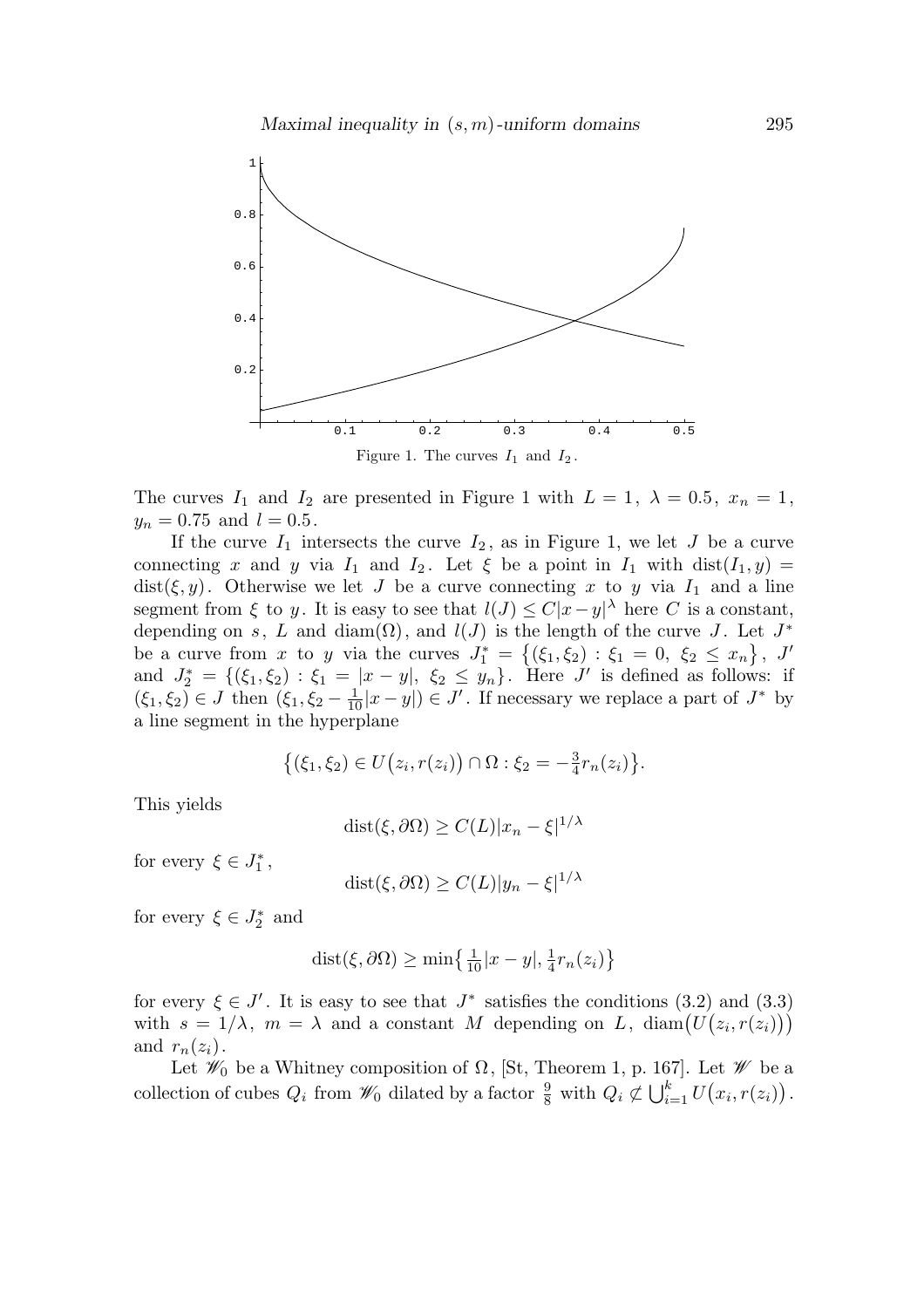Figure 1. The curves $I_1$ and $I_2$.

The curves $I_1$ and $I_2$ are presented in Figure 1 with $L = 1$, $\lambda = 0.5$, $x_n = 1$, $y_n = 0.75$ and $l = 0.5$.

If the curve $I_1$ intersects the curve $I_2$, as in Figure 1, we let $J$ be a curve connecting $x$ and $y$ via $I_1$ and $I_2$. Let $\xi$ be a point in $I_1$ with $\operatorname{dist}(I_1, y) = \operatorname{dist}(\xi, y)$. Otherwise we let $J$ be a curve connecting $x$ to $y$ via $I_1$ and a line segment from $\xi$ to $y$. It is easy to see that $l(J) \le C|x-y|^\lambda$ here $C$ is a constant, depending on $s$, $L$ and $\operatorname{diam}(\Omega)$, and $l(J)$ is the length of the curve $J$. Let $J^*$ be a curve from $x$ to $y$ via the curves $J_1^* = \{(\xi_1, \xi_2) : \xi_1 = 0,\ \xi_2 \le x_n\}$, $J'$ and $J_2^* = \{(\xi_1, \xi_2) : \xi_1 = |x-y|,\ \xi_2 \le y_n\}$. Here $J'$ is defined as follows: if $(\xi_1, \xi_2) \in J$ then $(\xi_1, \xi_2 - \frac{1}{10}|x-y|) \in J'$. If necessary we replace a part of $J^*$ by a line segment in the hyperplane

$$\bigl\{(\xi_1, \xi_2) \in U\bigl(z_i, r(z_i)\bigr) \cap \Omega : \xi_2 = -\tfrac{3}{4} r_n(z_i)\bigr\}.$$

This yields

$$\operatorname{dist}(\xi, \partial\Omega) \ge C(L)|x_n - \xi|^{1/\lambda}$$

for every $\xi \in J_1^*$,

$$\operatorname{dist}(\xi, \partial\Omega) \ge C(L)|y_n - \xi|^{1/\lambda}$$

for every $\xi \in J_2^*$ and

$$\operatorname{dist}(\xi, \partial\Omega) \ge \min\bigl\{\tfrac{1}{10}|x-y|, \tfrac{1}{4} r_n(z_i)\bigr\}$$

for every $\xi \in J'$. It is easy to see that $J^*$ satisfies the conditions (3.2) and (3.3) with $s = 1/\lambda$, $m = \lambda$ and a constant $M$ depending on $L$, $\operatorname{diam}\bigl(U\bigl(z_i, r(z_i)\bigr)\bigr)$ and $r_n(z_i)$.

Let $\mathscr{W}_0$ be a Whitney composition of $\Omega$, [St, Theorem 1, p. 167]. Let $\mathscr{W}$ be a collection of cubes $Q_i$ from $\mathscr{W}_0$ dilated by a factor $\frac{9}{8}$ with $Q_i \not\subset \bigcup_{i=1}^{k} U\bigl(x_i, r(z_i)\bigr)$.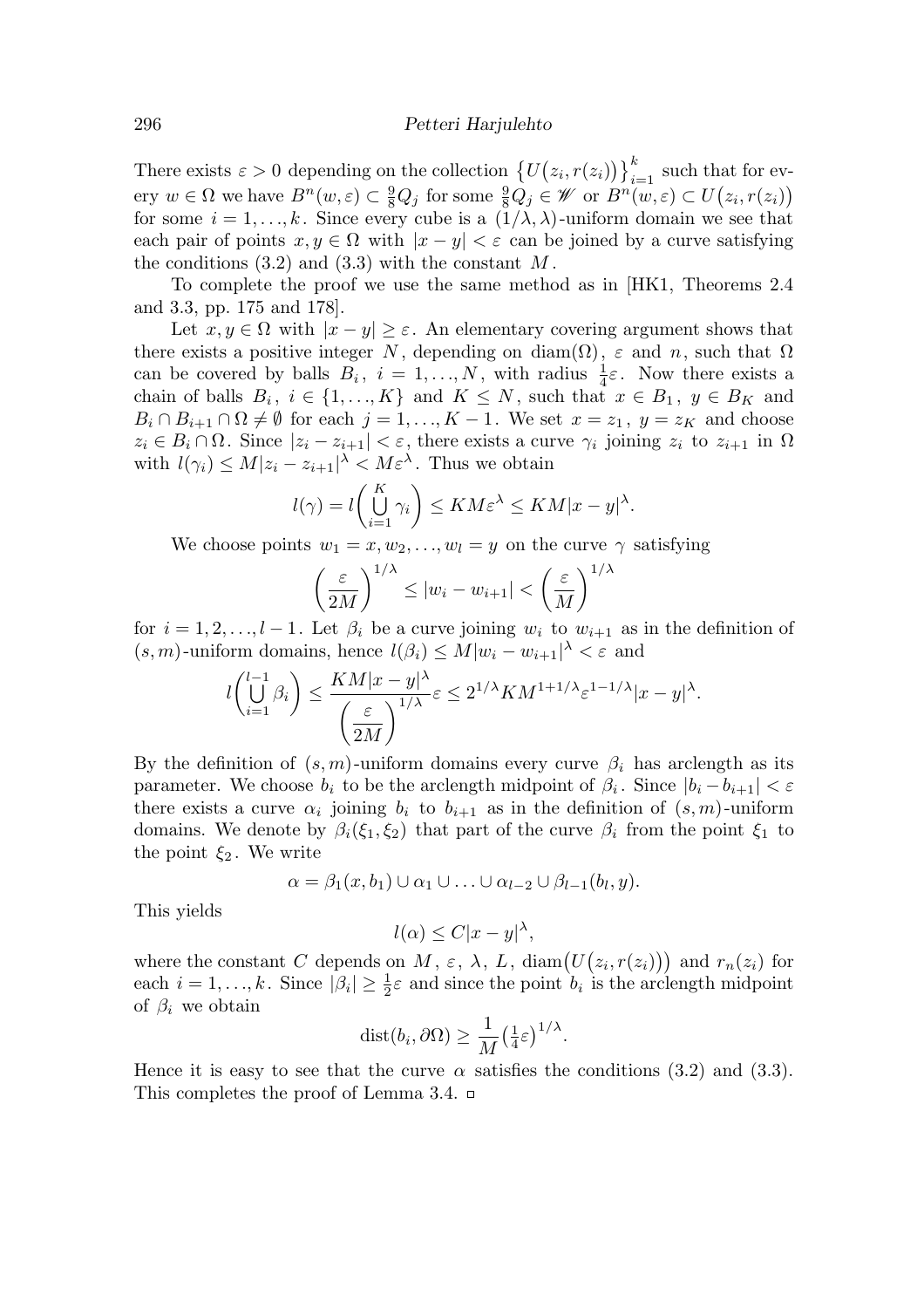There exists $\varepsilon > 0$ depending on the collection $\{U(z_i, r(z_i))\}_{i=1}^k$ such that for every $w \in \Omega$ we have $B^n(w,\varepsilon) \subset \frac{9}{8}Q_j$ for some $\frac{9}{8}Q_j \in \mathscr{W}$ or $B^n(w,\varepsilon) \subset U(z_i, r(z_i))$ for some $i = 1, \dots, k$. Since every cube is a $(1/\lambda, \lambda)$-uniform domain we see that each pair of points $x, y \in \Omega$ with $|x-y| < \varepsilon$ can be joined by a curve satisfying the conditions (3.2) and (3.3) with the constant $M$.

To complete the proof we use the same method as in [HK1, Theorems 2.4 and 3.3, pp. 175 and 178].

Let $x, y \in \Omega$ with $|x-y| \geq \varepsilon$. An elementary covering argument shows that there exists a positive integer $N$, depending on $\operatorname{diam}(\Omega)$, $\varepsilon$ and $n$, such that $\Omega$ can be covered by balls $B_i$, $i = 1, \dots, N$, with radius $\frac{1}{4}\varepsilon$. Now there exists a chain of balls $B_i$, $i \in \{1, \dots, K\}$ and $K \leq N$, such that $x \in B_1$, $y \in B_K$ and $B_i \cap B_{i+1} \cap \Omega \neq \emptyset$ for each $j = 1, \dots, K-1$. We set $x = z_1$, $y = z_K$ and choose $z_i \in B_i \cap \Omega$. Since $|z_i - z_{i+1}| < \varepsilon$, there exists a curve $\gamma_i$ joining $z_i$ to $z_{i+1}$ in $\Omega$ with $l(\gamma_i) \leq M|z_i - z_{i+1}|^\lambda < M\varepsilon^\lambda$. Thus we obtain

$$l(\gamma) = l\biggl(\bigcup_{i=1}^{K} \gamma_i\biggr) \leq KM\varepsilon^\lambda \leq KM|x-y|^\lambda.$$

We choose points $w_1 = x, w_2, \dots, w_l = y$ on the curve $\gamma$ satisfying

$$\left(\frac{\varepsilon}{2M}\right)^{1/\lambda} \leq |w_i - w_{i+1}| < \left(\frac{\varepsilon}{M}\right)^{1/\lambda}$$

for $i = 1, 2, \dots, l-1$. Let $\beta_i$ be a curve joining $w_i$ to $w_{i+1}$ as in the definition of $(s,m)$-uniform domains, hence $l(\beta_i) \leq M|w_i - w_{i+1}|^\lambda < \varepsilon$ and

$$l\biggl(\bigcup_{i=1}^{l-1} \beta_i\biggr) \leq \frac{KM|x-y|^\lambda}{\left(\dfrac{\varepsilon}{2M}\right)^{1/\lambda}}\varepsilon \leq 2^{1/\lambda} K M^{1+1/\lambda} \varepsilon^{1-1/\lambda} |x-y|^\lambda.$$

By the definition of $(s,m)$-uniform domains every curve $\beta_i$ has arclength as its parameter. We choose $b_i$ to be the arclength midpoint of $\beta_i$. Since $|b_i - b_{i+1}| < \varepsilon$ there exists a curve $\alpha_i$ joining $b_i$ to $b_{i+1}$ as in the definition of $(s,m)$-uniform domains. We denote by $\beta_i(\xi_1, \xi_2)$ that part of the curve $\beta_i$ from the point $\xi_1$ to the point $\xi_2$. We write

$$\alpha = \beta_1(x, b_1) \cup \alpha_1 \cup \ldots \cup \alpha_{l-2} \cup \beta_{l-1}(b_l, y).$$

This yields

$$l(\alpha) \leq C|x-y|^\lambda,$$

where the constant $C$ depends on $M$, $\varepsilon$, $\lambda$, $L$, $\operatorname{diam}\bigl(U(z_i, r(z_i))\bigr)$ and $r_n(z_i)$ for each $i = 1, \dots, k$. Since $|\beta_i| \geq \frac{1}{2}\varepsilon$ and since the point $b_i$ is the arclength midpoint of $\beta_i$ we obtain

$$\operatorname{dist}(b_i, \partial\Omega) \geq \frac{1}{M}\bigl(\tfrac{1}{4}\varepsilon\bigr)^{1/\lambda}.$$

Hence it is easy to see that the curve $\alpha$ satisfies the conditions (3.2) and (3.3). This completes the proof of Lemma 3.4. □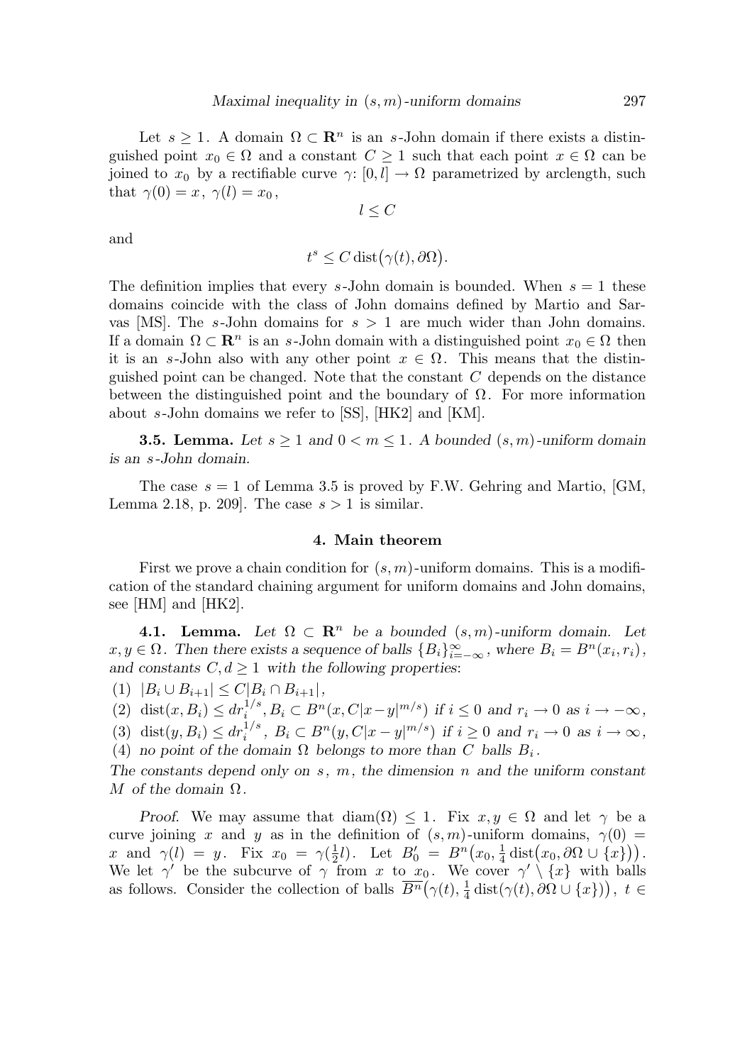Let $s \geq 1$. A domain $\Omega \subset \mathbf{R}^n$ is an $s$-John domain if there exists a distinguished point $x_0 \in \Omega$ and a constant $C \geq 1$ such that each point $x \in \Omega$ can be joined to $x_0$ by a rectifiable curve $\gamma\colon [0,l] \to \Omega$ parametrized by arclength, such that $\gamma(0) = x$, $\gamma(l) = x_0$,

$$l \leq C$$

and

$$t^s \leq C \operatorname{dist}\bigl(\gamma(t), \partial\Omega\bigr).$$

The definition implies that every $s$-John domain is bounded. When $s = 1$ these domains coincide with the class of John domains defined by Martio and Sarvas [MS]. The $s$-John domains for $s > 1$ are much wider than John domains. If a domain $\Omega \subset \mathbf{R}^n$ is an $s$-John domain with a distinguished point $x_0 \in \Omega$ then it is an $s$-John also with any other point $x \in \Omega$. This means that the distinguished point can be changed. Note that the constant $C$ depends on the distance between the distinguished point and the boundary of $\Omega$. For more information about $s$-John domains we refer to [SS], [HK2] and [KM].

**3.5. Lemma.** *Let $s \geq 1$ and $0 < m \leq 1$. A bounded $(s,m)$-uniform domain is an $s$-John domain.*

The case $s = 1$ of Lemma 3.5 is proved by F.W. Gehring and Martio, [GM, Lemma 2.18, p. 209]. The case $s > 1$ is similar.

## 4. Main theorem

First we prove a chain condition for $(s,m)$-uniform domains. This is a modification of the standard chaining argument for uniform domains and John domains, see [HM] and [HK2].

**4.1. Lemma.** *Let $\Omega \subset \mathbf{R}^n$ be a bounded $(s,m)$-uniform domain. Let $x, y \in \Omega$. Then there exists a sequence of balls $\{B_i\}_{i=-\infty}^{\infty}$, where $B_i = B^n(x_i, r_i)$, and constants $C, d \geq 1$ with the following properties:*

(1) $|B_i \cup B_{i+1}| \leq C|B_i \cap B_{i+1}|$,

(2) $\operatorname{dist}(x, B_i) \leq d r_i^{1/s}, B_i \subset B^n(x, C|x-y|^{m/s})$ *if* $i \leq 0$ *and* $r_i \to 0$ *as* $i \to -\infty$,

(3) $\operatorname{dist}(y, B_i) \leq d r_i^{1/s}$, $B_i \subset B^n(y, C|x-y|^{m/s})$ *if* $i \geq 0$ *and* $r_i \to 0$ *as* $i \to \infty$,

(4) *no point of the domain $\Omega$ belongs to more than $C$ balls $B_i$.*

*The constants depend only on $s$, $m$, the dimension $n$ and the uniform constant $M$ of the domain $\Omega$.*

*Proof.* We may assume that $\operatorname{diam}(\Omega) \leq 1$. Fix $x, y \in \Omega$ and let $\gamma$ be a curve joining $x$ and $y$ as in the definition of $(s,m)$-uniform domains, $\gamma(0) = x$ and $\gamma(l) = y$. Fix $x_0 = \gamma(\frac{1}{2}l)$. Let $B_0' = B^n\bigl(x_0, \frac{1}{4}\operatorname{dist}\bigl(x_0, \partial\Omega \cup \{x\}\bigr)\bigr)$. We let $\gamma'$ be the subcurve of $\gamma$ from $x$ to $x_0$. We cover $\gamma' \setminus \{x\}$ with balls as follows. Consider the collection of balls $\overline{B^n}\bigl(\gamma(t), \frac{1}{4}\operatorname{dist}(\gamma(t), \partial\Omega \cup \{x\})\bigr)$, $t \in$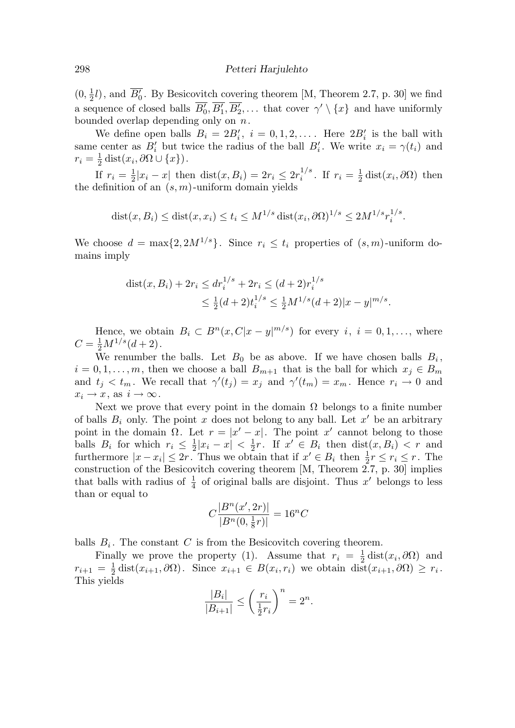$(0, \frac{1}{2}l)$, and $\overline{B_0'}$. By Besicovitch covering theorem [M, Theorem 2.7, p. 30] we find a sequence of closed balls $\overline{B_0'}, \overline{B_1'}, \overline{B_2'}, \dots$ that cover $\gamma' \setminus \{x\}$ and have uniformly bounded overlap depending only on $n$.

We define open balls $B_i = 2B_i'$, $i = 0, 1, 2, \dots$. Here $2B_i'$ is the ball with same center as $B_i'$ but twice the radius of the ball $B_i'$. We write $x_i = \gamma(t_i)$ and $r_i = \frac{1}{2} \operatorname{dist}(x_i, \partial\Omega \cup \{x\})$.

If $r_i = \frac{1}{2}|x_i - x|$ then $\operatorname{dist}(x, B_i) = 2r_i \le 2r_i^{1/s}$. If $r_i = \frac{1}{2}\operatorname{dist}(x_i, \partial\Omega)$ then the definition of an $(s, m)$-uniform domain yields

$$\operatorname{dist}(x, B_i) \le \operatorname{dist}(x, x_i) \le t_i \le M^{1/s} \operatorname{dist}(x_i, \partial\Omega)^{1/s} \le 2M^{1/s} r_i^{1/s}.$$

We choose $d = \max\{2, 2M^{1/s}\}$. Since $r_i \le t_i$ properties of $(s, m)$-uniform domains imply

$$\begin{aligned} \operatorname{dist}(x, B_i) + 2r_i &\le d r_i^{1/s} + 2r_i \le (d+2) r_i^{1/s} \\ &\le \tfrac{1}{2}(d+2) t_i^{1/s} \le \tfrac{1}{2} M^{1/s}(d+2)|x-y|^{m/s}. \end{aligned}$$

Hence, we obtain $B_i \subset B^n(x, C|x-y|^{m/s})$ for every $i$, $i = 0, 1, \dots$, where $C = \frac{1}{2}M^{1/s}(d+2)$.

We renumber the balls. Let $B_0$ be as above. If we have chosen balls $B_i$, $i = 0, 1, \dots, m$, then we choose a ball $B_{m+1}$ that is the ball for which $x_j \in B_m$ and $t_j < t_m$. We recall that $\gamma'(t_j) = x_j$ and $\gamma'(t_m) = x_m$. Hence $r_i \to 0$ and $x_i \to x$, as $i \to \infty$.

Next we prove that every point in the domain $\Omega$ belongs to a finite number of balls $B_i$ only. The point $x$ does not belong to any ball. Let $x'$ be an arbitrary point in the domain $\Omega$. Let $r = |x' - x|$. The point $x'$ cannot belong to those balls $B_i$ for which $r_i \le \frac{1}{2}|x_i - x| < \frac{1}{2}r$. If $x' \in B_i$ then $\operatorname{dist}(x, B_i) < r$ and furthermore $|x - x_i| \le 2r$. Thus we obtain that if $x' \in B_i$ then $\frac{1}{2}r \le r_i \le r$. The construction of the Besicovitch covering theorem [M, Theorem 2.7, p. 30] implies that balls with radius of $\frac{1}{4}$ of original balls are disjoint. Thus $x'$ belongs to less than or equal to

$$C \frac{|B^n(x', 2r)|}{|B^n(0, \frac{1}{8}r)|} = 16^n C$$

balls $B_i$. The constant $C$ is from the Besicovitch covering theorem.

Finally we prove the property (1). Assume that $r_i = \frac{1}{2}\operatorname{dist}(x_i, \partial\Omega)$ and $r_{i+1} = \frac{1}{2}\operatorname{dist}(x_{i+1}, \partial\Omega)$. Since $x_{i+1} \in B(x_i, r_i)$ we obtain $\operatorname{dist}(x_{i+1}, \partial\Omega) \ge r_i$. This yields

$$\frac{|B_i|}{|B_{i+1}|} \le \left( \frac{r_i}{\frac{1}{2}r_i} \right)^n = 2^n.$$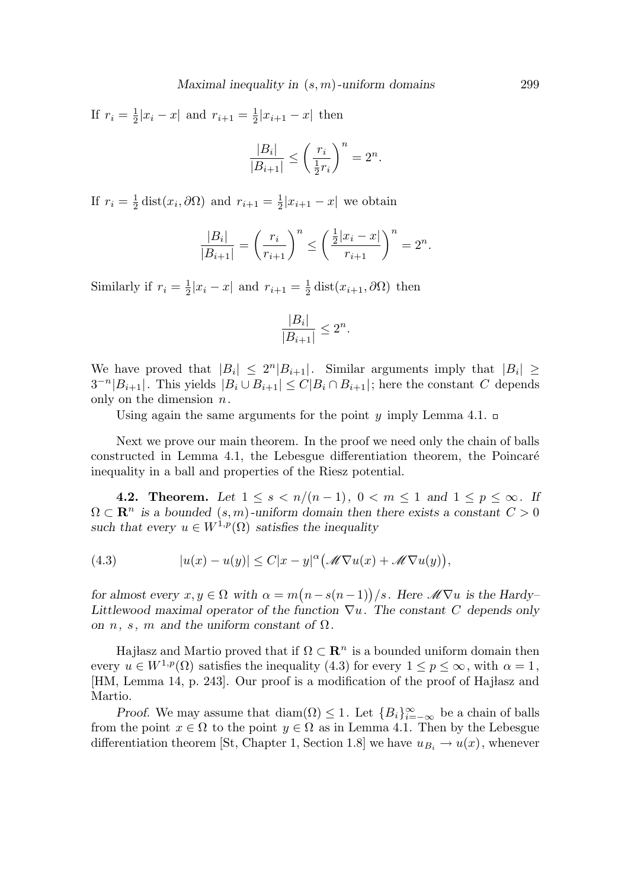If $r_i = \frac{1}{2}|x_i - x|$ and $r_{i+1} = \frac{1}{2}|x_{i+1} - x|$ then

$$\frac{|B_i|}{|B_{i+1}|} \le \left(\frac{r_i}{\frac{1}{2}r_i}\right)^n = 2^n.$$

If $r_i = \frac{1}{2}\operatorname{dist}(x_i, \partial\Omega)$ and $r_{i+1} = \frac{1}{2}|x_{i+1} - x|$ we obtain

$$\frac{|B_i|}{|B_{i+1}|} = \left(\frac{r_i}{r_{i+1}}\right)^n \le \left(\frac{\frac{1}{2}|x_i - x|}{r_{i+1}}\right)^n = 2^n.$$

Similarly if $r_i = \frac{1}{2}|x_i - x|$ and $r_{i+1} = \frac{1}{2}\operatorname{dist}(x_{i+1}, \partial\Omega)$ then

$$\frac{|B_i|}{|B_{i+1}|} \le 2^n.$$

We have proved that $|B_i| \le 2^n|B_{i+1}|$. Similar arguments imply that $|B_i| \ge 3^{-n}|B_{i+1}|$. This yields $|B_i \cup B_{i+1}| \le C|B_i \cap B_{i+1}|$; here the constant $C$ depends only on the dimension $n$.

Using again the same arguments for the point $y$ imply Lemma 4.1. □

Next we prove our main theorem. In the proof we need only the chain of balls constructed in Lemma 4.1, the Lebesgue differentiation theorem, the Poincaré inequality in a ball and properties of the Riesz potential.

**4.2. Theorem.** *Let $1 \le s < n/(n-1)$, $0 < m \le 1$ and $1 \le p \le \infty$. If $\Omega \subset \mathbf{R}^n$ is a bounded $(s,m)$-uniform domain then there exists a constant $C > 0$ such that every $u \in W^{1,p}(\Omega)$ satisfies the inequality*

$$|u(x) - u(y)| \le C|x-y|^{\alpha}\big(\mathscr{M}\nabla u(x) + \mathscr{M}\nabla u(y)\big), \tag{4.3}$$

*for almost every $x, y \in \Omega$ with $\alpha = m\big(n - s(n-1)\big)/s$. Here $\mathscr{M}\nabla u$ is the Hardy–Littlewood maximal operator of the function $\nabla u$. The constant $C$ depends only on $n$, $s$, $m$ and the uniform constant of $\Omega$.*

Hajłasz and Martio proved that if $\Omega \subset \mathbf{R}^n$ is a bounded uniform domain then every $u \in W^{1,p}(\Omega)$ satisfies the inequality (4.3) for every $1 \le p \le \infty$, with $\alpha = 1$, [HM, Lemma 14, p. 243]. Our proof is a modification of the proof of Hajłasz and Martio.

*Proof.* We may assume that $\operatorname{diam}(\Omega) \le 1$. Let $\{B_i\}_{i=-\infty}^{\infty}$ be a chain of balls from the point $x \in \Omega$ to the point $y \in \Omega$ as in Lemma 4.1. Then by the Lebesgue differentiation theorem [St, Chapter 1, Section 1.8] we have $u_{B_i} \to u(x)$, whenever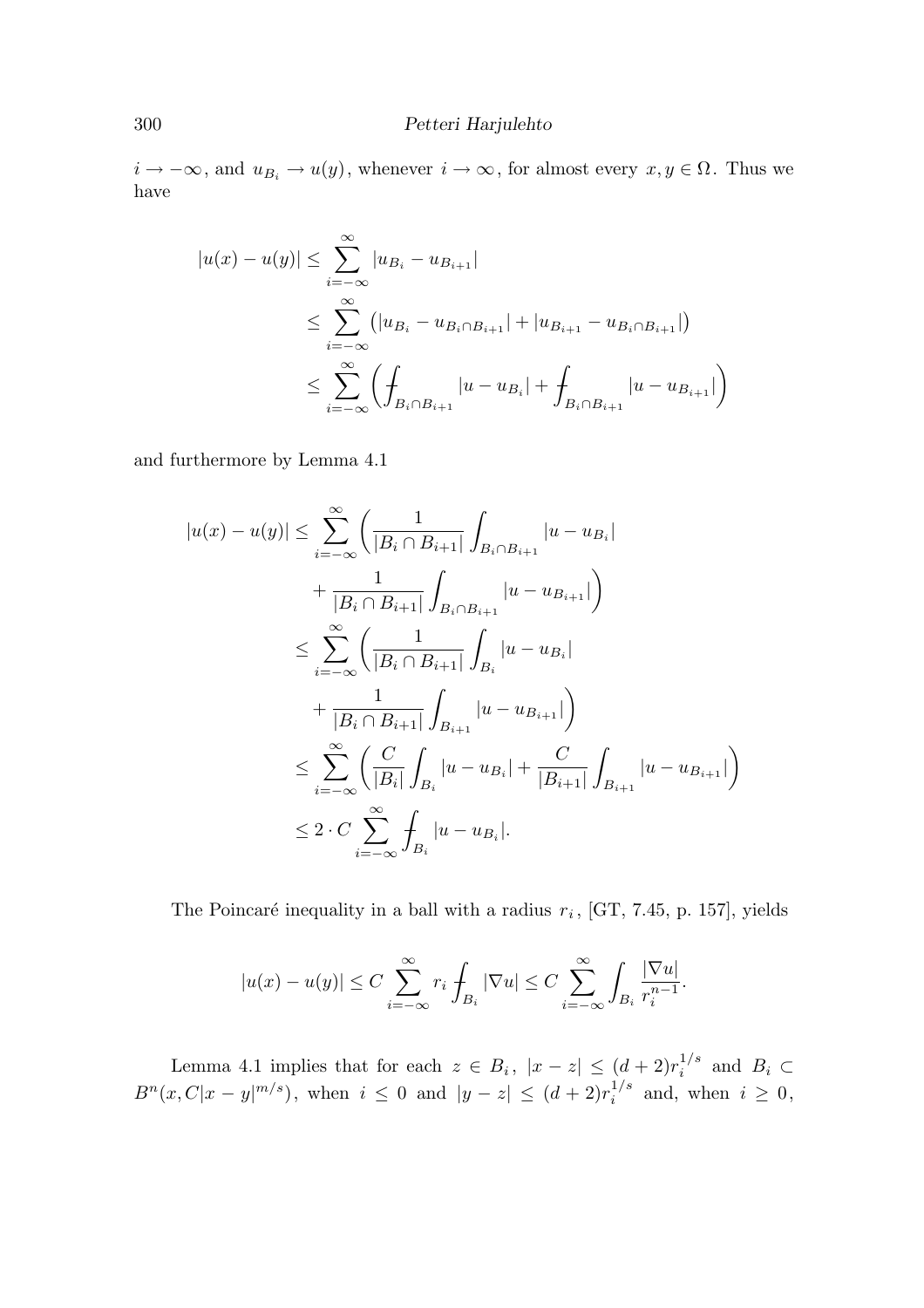$i \to -\infty$, and $u_{B_i} \to u(y)$, whenever $i \to \infty$, for almost every $x, y \in \Omega$. Thus we have

$$
\begin{aligned}
|u(x) - u(y)| &\le \sum_{i=-\infty}^{\infty} |u_{B_i} - u_{B_{i+1}}| \\
&\le \sum_{i=-\infty}^{\infty} \bigl( |u_{B_i} - u_{B_i \cap B_{i+1}}| + |u_{B_{i+1}} - u_{B_i \cap B_{i+1}}| \bigr) \\
&\le \sum_{i=-\infty}^{\infty} \left( \fint_{B_i \cap B_{i+1}} |u - u_{B_i}| + \fint_{B_i \cap B_{i+1}} |u - u_{B_{i+1}}| \right)
\end{aligned}
$$

and furthermore by Lemma 4.1

$$
\begin{aligned}
|u(x) - u(y)| &\le \sum_{i=-\infty}^{\infty} \left( \frac{1}{|B_i \cap B_{i+1}|} \int_{B_i \cap B_{i+1}} |u - u_{B_i}| \right. \\
&\qquad \left. + \frac{1}{|B_i \cap B_{i+1}|} \int_{B_i \cap B_{i+1}} |u - u_{B_{i+1}}| \right) \\
&\le \sum_{i=-\infty}^{\infty} \left( \frac{1}{|B_i \cap B_{i+1}|} \int_{B_i} |u - u_{B_i}| \right. \\
&\qquad \left. + \frac{1}{|B_i \cap B_{i+1}|} \int_{B_{i+1}} |u - u_{B_{i+1}}| \right) \\
&\le \sum_{i=-\infty}^{\infty} \left( \frac{C}{|B_i|} \int_{B_i} |u - u_{B_i}| + \frac{C}{|B_{i+1}|} \int_{B_{i+1}} |u - u_{B_{i+1}}| \right) \\
&\le 2 \cdot C \sum_{i=-\infty}^{\infty} \fint_{B_i} |u - u_{B_i}|.
\end{aligned}
$$

The Poincaré inequality in a ball with a radius $r_i$, [GT, 7.45, p. 157], yields

$$
|u(x) - u(y)| \le C \sum_{i=-\infty}^{\infty} r_i \fint_{B_i} |\nabla u| \le C \sum_{i=-\infty}^{\infty} \int_{B_i} \frac{|\nabla u|}{r_i^{n-1}}.
$$

Lemma 4.1 implies that for each $z \in B_i$, $|x - z| \le (d+2) r_i^{1/s}$ and $B_i \subset B^n(x, C|x-y|^{m/s})$, when $i \le 0$ and $|y - z| \le (d+2) r_i^{1/s}$ and, when $i \ge 0$,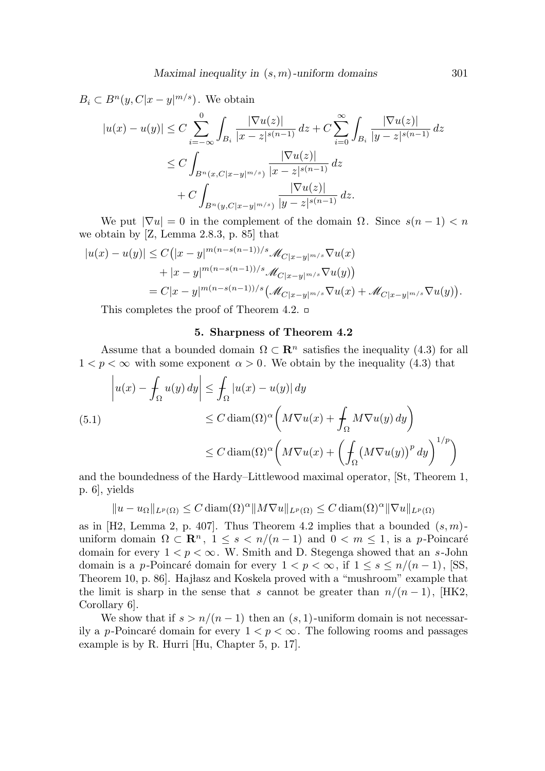$B_i \subset B^n(y, C|x-y|^{m/s})$. We obtain

$$
\begin{aligned}
|u(x)-u(y)| &\le C \sum_{i=-\infty}^{0} \int_{B_i} \frac{|\nabla u(z)|}{|x-z|^{s(n-1)}}\,dz + C\sum_{i=0}^{\infty} \int_{B_i} \frac{|\nabla u(z)|}{|y-z|^{s(n-1)}}\,dz \\
&\le C \int_{B^n(x,C|x-y|^{m/s})} \frac{|\nabla u(z)|}{|x-z|^{s(n-1)}}\,dz \\
&\quad + C \int_{B^n(y,C|x-y|^{m/s})} \frac{|\nabla u(z)|}{|y-z|^{s(n-1)}}\,dz.
\end{aligned}
$$

We put $|\nabla u| = 0$ in the complement of the domain $\Omega$. Since $s(n-1) < n$ we obtain by [Z, Lemma 2.8.3, p. 85] that

$$
\begin{aligned}
|u(x)-u(y)| &\le C\big(|x-y|^{m(n-s(n-1))/s} \mathscr{M}_{C|x-y|^{m/s}} \nabla u(x) \\
&\quad + |x-y|^{m(n-s(n-1))/s} \mathscr{M}_{C|x-y|^{m/s}} \nabla u(y)\big) \\
&= C|x-y|^{m(n-s(n-1))/s} \big(\mathscr{M}_{C|x-y|^{m/s}} \nabla u(x) + \mathscr{M}_{C|x-y|^{m/s}} \nabla u(y)\big).
\end{aligned}
$$

This completes the proof of Theorem 4.2. □

## 5. Sharpness of Theorem 4.2

Assume that a bounded domain $\Omega \subset \mathbf{R}^n$ satisfies the inequality (4.3) for all $1 < p < \infty$ with some exponent $\alpha > 0$. We obtain by the inequality (4.3) that

$$
\begin{aligned}
\left| u(x) - \fint_\Omega u(y)\,dy \right| &\le \fint_\Omega |u(x)-u(y)|\,dy \\
&\le C \operatorname{diam}(\Omega)^\alpha \left( M\nabla u(x) + \fint_\Omega M\nabla u(y)\,dy \right) \qquad (5.1)\\
&\le C \operatorname{diam}(\Omega)^\alpha \left( M\nabla u(x) + \left( \fint_\Omega \big(M\nabla u(y)\big)^p\,dy \right)^{1/p} \right)
\end{aligned}
$$

and the boundedness of the Hardy–Littlewood maximal operator, [St, Theorem 1, p. 6], yields

$$
\|u - u_\Omega\|_{L^p(\Omega)} \le C \operatorname{diam}(\Omega)^\alpha \|M\nabla u\|_{L^p(\Omega)} \le C \operatorname{diam}(\Omega)^\alpha \|\nabla u\|_{L^p(\Omega)}
$$

as in [H2, Lemma 2, p. 407]. Thus Theorem 4.2 implies that a bounded $(s,m)$-uniform domain $\Omega \subset \mathbf{R}^n$, $1 \le s < n/(n-1)$ and $0 < m \le 1$, is a $p$-Poincaré domain for every $1 < p < \infty$. W. Smith and D. Stegenga showed that an $s$-John domain is a $p$-Poincaré domain for every $1 < p < \infty$, if $1 \le s \le n/(n-1)$, [SS, Theorem 10, p. 86]. Hajłasz and Koskela proved with a "mushroom" example that the limit is sharp in the sense that $s$ cannot be greater than $n/(n-1)$, [HK2, Corollary 6].

We show that if $s > n/(n-1)$ then an $(s,1)$-uniform domain is not necessarily a $p$-Poincaré domain for every $1 < p < \infty$. The following rooms and passages example is by R. Hurri [Hu, Chapter 5, p. 17].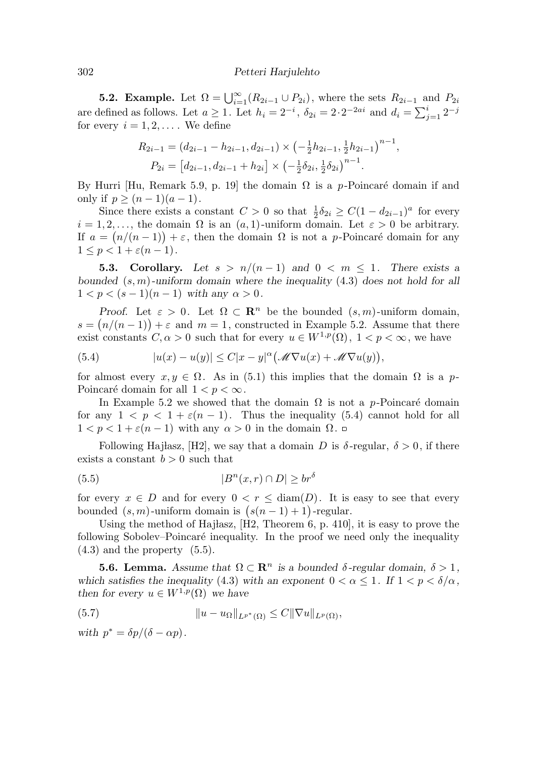**5.2. Example.** Let $\Omega = \bigcup_{i=1}^{\infty}(R_{2i-1} \cup P_{2i})$, where the sets $R_{2i-1}$ and $P_{2i}$ are defined as follows. Let $a \geq 1$. Let $h_i = 2^{-i}$, $\delta_{2i} = 2 \cdot 2^{-2ai}$ and $d_i = \sum_{j=1}^{i} 2^{-j}$ for every $i = 1, 2, \ldots$. We define

$$R_{2i-1} = (d_{2i-1} - h_{2i-1}, d_{2i-1}) \times \left(-\tfrac{1}{2}h_{2i-1}, \tfrac{1}{2}h_{2i-1}\right)^{n-1},$$
$$P_{2i} = \left[d_{2i-1}, d_{2i-1} + h_{2i}\right] \times \left(-\tfrac{1}{2}\delta_{2i}, \tfrac{1}{2}\delta_{2i}\right)^{n-1}.$$

By Hurri [Hu, Remark 5.9, p. 19] the domain $\Omega$ is a $p$-Poincaré domain if and only if $p \geq (n-1)(a-1)$.

Since there exists a constant $C > 0$ so that $\frac{1}{2}\delta_{2i} \geq C(1 - d_{2i-1})^a$ for every $i = 1, 2, \ldots$, the domain $\Omega$ is an $(a, 1)$-uniform domain. Let $\varepsilon > 0$ be arbitrary. If $a = \big(n/(n-1)\big) + \varepsilon$, then the domain $\Omega$ is not a $p$-Poincaré domain for any $1 \leq p < 1 + \varepsilon(n-1)$.

**5.3. Corollary.** *Let $s > n/(n-1)$ and $0 < m \leq 1$. There exists a bounded $(s, m)$-uniform domain where the inequality* (4.3) *does not hold for all $1 < p < (s-1)(n-1)$ with any $\alpha > 0$.*

*Proof.* Let $\varepsilon > 0$. Let $\Omega \subset \mathbf{R}^n$ be the bounded $(s, m)$-uniform domain, $s = \big(n/(n-1)\big) + \varepsilon$ and $m = 1$, constructed in Example 5.2. Assume that there exist constants $C, \alpha > 0$ such that for every $u \in W^{1,p}(\Omega)$, $1 < p < \infty$, we have

$$|u(x) - u(y)| \leq C|x-y|^{\alpha}\big(\mathscr{M}\nabla u(x) + \mathscr{M}\nabla u(y)\big), \tag{5.4}$$

for almost every $x, y \in \Omega$. As in (5.1) this implies that the domain $\Omega$ is a $p$-Poincaré domain for all $1 < p < \infty$.

In Example 5.2 we showed that the domain $\Omega$ is not a $p$-Poincaré domain for any $1 < p < 1 + \varepsilon(n-1)$. Thus the inequality (5.4) cannot hold for all $1 < p < 1 + \varepsilon(n-1)$ with any $\alpha > 0$ in the domain $\Omega$. □

Following Hajłasz, [H2], we say that a domain $D$ is $\delta$-regular, $\delta > 0$, if there exists a constant $b > 0$ such that

$$|B^n(x, r) \cap D| \geq br^{\delta} \tag{5.5}$$

for every $x \in D$ and for every $0 < r \leq \operatorname{diam}(D)$. It is easy to see that every bounded $(s, m)$-uniform domain is $\big(s(n-1)+1\big)$-regular.

Using the method of Hajłasz, [H2, Theorem 6, p. 410], it is easy to prove the following Sobolev–Poincaré inequality. In the proof we need only the inequality (4.3) and the property (5.5).

**5.6. Lemma.** *Assume that $\Omega \subset \mathbf{R}^n$ is a bounded $\delta$-regular domain, $\delta > 1$, which satisfies the inequality* (4.3) *with an exponent $0 < \alpha \leq 1$. If $1 < p < \delta/\alpha$, then for every $u \in W^{1,p}(\Omega)$ we have*

$$\|u - u_{\Omega}\|_{L^{p^*}(\Omega)} \leq C\|\nabla u\|_{L^p(\Omega)}, \tag{5.7}$$

*with $p^* = \delta p/(\delta - \alpha p)$.*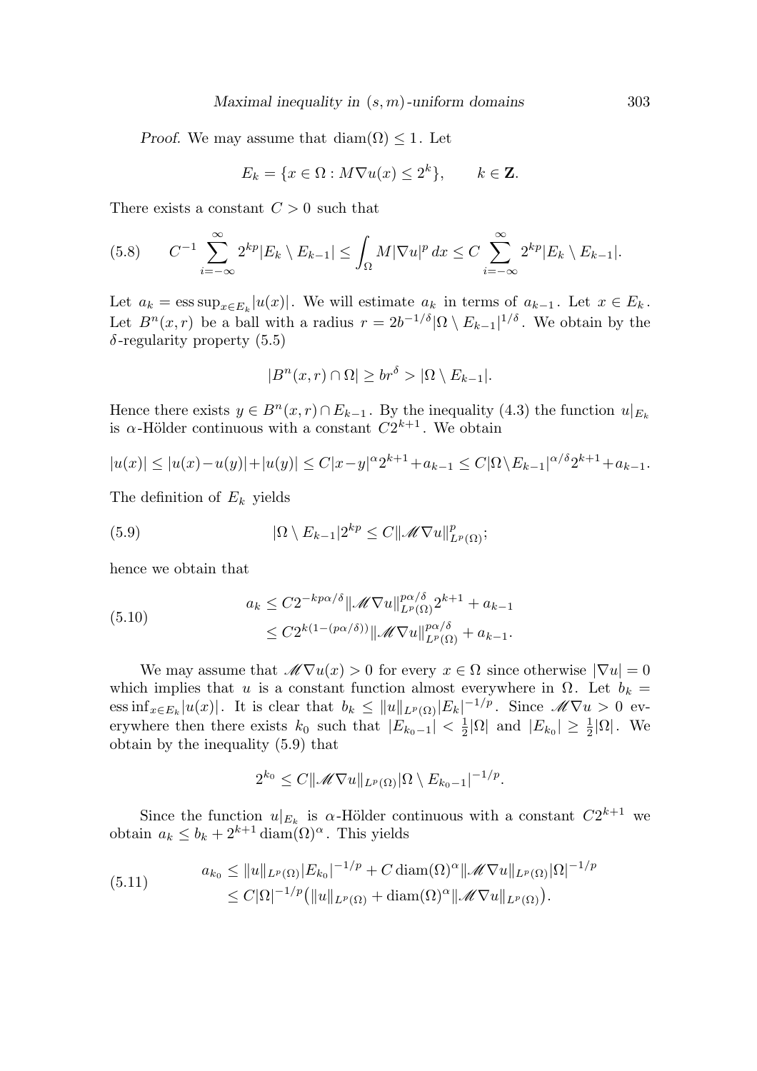*Proof.* We may assume that $\operatorname{diam}(\Omega) \leq 1$. Let

$$E_k = \{x \in \Omega : M\nabla u(x) \leq 2^k\}, \qquad k \in \mathbf{Z}.$$

There exists a constant $C > 0$ such that

$$C^{-1} \sum_{i=-\infty}^{\infty} 2^{kp} |E_k \setminus E_{k-1}| \leq \int_\Omega M|\nabla u|^p \, dx \leq C \sum_{i=-\infty}^{\infty} 2^{kp} |E_k \setminus E_{k-1}|. \tag{5.8}$$

Let $a_k = \operatorname{ess\,sup}_{x \in E_k} |u(x)|$. We will estimate $a_k$ in terms of $a_{k-1}$. Let $x \in E_k$. Let $B^n(x,r)$ be a ball with a radius $r = 2b^{-1/\delta}|\Omega \setminus E_{k-1}|^{1/\delta}$. We obtain by the $\delta$-regularity property (5.5)

$$|B^n(x,r) \cap \Omega| \geq br^\delta > |\Omega \setminus E_{k-1}|.$$

Hence there exists $y \in B^n(x,r) \cap E_{k-1}$. By the inequality (4.3) the function $u|_{E_k}$ is $\alpha$-Hölder continuous with a constant $C2^{k+1}$. We obtain

$$|u(x)| \leq |u(x) - u(y)| + |u(y)| \leq C|x-y|^\alpha 2^{k+1} + a_{k-1} \leq C|\Omega \setminus E_{k-1}|^{\alpha/\delta} 2^{k+1} + a_{k-1}.$$

The definition of $E_k$ yields

$$|\Omega \setminus E_{k-1}| 2^{kp} \leq C \|\mathscr{M}\nabla u\|^p_{L^p(\Omega)}; \tag{5.9}$$

hence we obtain that

$$\begin{aligned} a_k &\leq C2^{-kp\alpha/\delta} \|\mathscr{M}\nabla u\|^{p\alpha/\delta}_{L^p(\Omega)} 2^{k+1} + a_{k-1} \\ &\leq C2^{k(1-(p\alpha/\delta))} \|\mathscr{M}\nabla u\|^{p\alpha/\delta}_{L^p(\Omega)} + a_{k-1}. \end{aligned} \tag{5.10}$$

We may assume that $\mathscr{M}\nabla u(x) > 0$ for every $x \in \Omega$ since otherwise $|\nabla u| = 0$ which implies that $u$ is a constant function almost everywhere in $\Omega$. Let $b_k = \operatorname{ess\,inf}_{x \in E_k} |u(x)|$. It is clear that $b_k \leq \|u\|_{L^p(\Omega)} |E_k|^{-1/p}$. Since $\mathscr{M}\nabla u > 0$ everywhere then there exists $k_0$ such that $|E_{k_0 - 1}| < \frac{1}{2}|\Omega|$ and $|E_{k_0}| \geq \frac{1}{2}|\Omega|$. We obtain by the inequality (5.9) that

$$2^{k_0} \leq C \|\mathscr{M}\nabla u\|_{L^p(\Omega)} |\Omega \setminus E_{k_0 - 1}|^{-1/p}.$$

Since the function $u|_{E_k}$ is $\alpha$-Hölder continuous with a constant $C2^{k+1}$ we obtain $a_k \leq b_k + 2^{k+1} \operatorname{diam}(\Omega)^\alpha$. This yields

$$\begin{aligned} a_{k_0} &\leq \|u\|_{L^p(\Omega)} |E_{k_0}|^{-1/p} + C \operatorname{diam}(\Omega)^\alpha \|\mathscr{M}\nabla u\|_{L^p(\Omega)} |\Omega|^{-1/p} \\ &\leq C|\Omega|^{-1/p} \big( \|u\|_{L^p(\Omega)} + \operatorname{diam}(\Omega)^\alpha \|\mathscr{M}\nabla u\|_{L^p(\Omega)} \big). \end{aligned} \tag{5.11}$$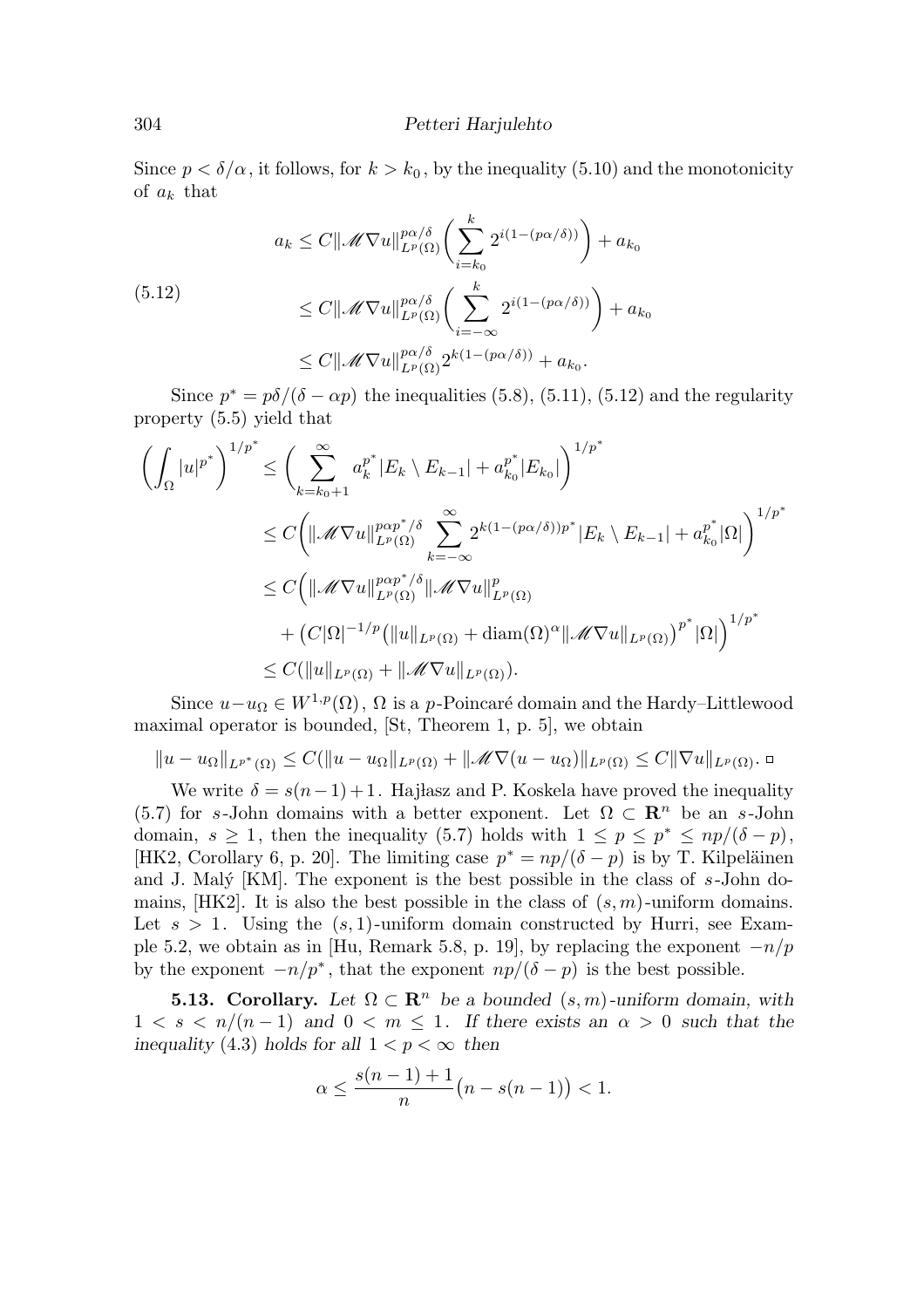Since $p < \delta/\alpha$, it follows, for $k > k_0$, by the inequality (5.10) and the monotonicity of $a_k$ that

$$
\begin{aligned}
a_k &\le C\|\mathscr{M}\nabla u\|_{L^p(\Omega)}^{p\alpha/\delta}\bigg(\sum_{i=k_0}^{k} 2^{i(1-(p\alpha/\delta))}\bigg) + a_{k_0} \\
&\le C\|\mathscr{M}\nabla u\|_{L^p(\Omega)}^{p\alpha/\delta}\bigg(\sum_{i=-\infty}^{k} 2^{i(1-(p\alpha/\delta))}\bigg) + a_{k_0} \\
&\le C\|\mathscr{M}\nabla u\|_{L^p(\Omega)}^{p\alpha/\delta} 2^{k(1-(p\alpha/\delta))} + a_{k_0}.
\end{aligned}
\tag{5.12}
$$

Since $p^* = p\delta/(\delta - \alpha p)$ the inequalities (5.8), (5.11), (5.12) and the regularity property (5.5) yield that

$$
\begin{aligned}
\bigg(\int_\Omega |u|^{p^*}\bigg)^{1/p^*} &\le \bigg(\sum_{k=k_0+1}^{\infty} a_k^{p^*}|E_k \setminus E_{k-1}| + a_{k_0}^{p^*}|E_{k_0}|\bigg)^{1/p^*} \\
&\le C\bigg(\|\mathscr{M}\nabla u\|_{L^p(\Omega)}^{p\alpha p^*/\delta} \sum_{k=-\infty}^{\infty} 2^{k(1-(p\alpha/\delta))p^*}|E_k \setminus E_{k-1}| + a_{k_0}^{p^*}|\Omega|\bigg)^{1/p^*} \\
&\le C\Big(\|\mathscr{M}\nabla u\|_{L^p(\Omega)}^{p\alpha p^*/\delta}\|\mathscr{M}\nabla u\|_{L^p(\Omega)}^{p} \\
&\qquad + \big(C|\Omega|^{-1/p}\big(\|u\|_{L^p(\Omega)} + \operatorname{diam}(\Omega)^\alpha\|\mathscr{M}\nabla u\|_{L^p(\Omega)}\big)^{p^*}|\Omega|\Big)^{1/p^*} \\
&\le C(\|u\|_{L^p(\Omega)} + \|\mathscr{M}\nabla u\|_{L^p(\Omega)}).
\end{aligned}
$$

Since $u - u_\Omega \in W^{1,p}(\Omega)$, $\Omega$ is a $p$-Poincaré domain and the Hardy–Littlewood maximal operator is bounded, [St, Theorem 1, p. 5], we obtain

$$
\|u - u_\Omega\|_{L^{p^*}(\Omega)} \le C(\|u - u_\Omega\|_{L^p(\Omega)} + \|\mathscr{M}\nabla(u - u_\Omega)\|_{L^p(\Omega)}) \le C\|\nabla u\|_{L^p(\Omega)}. \ \square
$$

We write $\delta = s(n-1)+1$. Hajłasz and P. Koskela have proved the inequality (5.7) for $s$-John domains with a better exponent. Let $\Omega \subset \mathbf{R}^n$ be an $s$-John domain, $s \ge 1$, then the inequality (5.7) holds with $1 \le p \le p^* \le np/(\delta - p)$, [HK2, Corollary 6, p. 20]. The limiting case $p^* = np/(\delta - p)$ is by T. Kilpeläinen and J. Malý [KM]. The exponent is the best possible in the class of $s$-John domains, [HK2]. It is also the best possible in the class of $(s,m)$-uniform domains. Let $s > 1$. Using the $(s,1)$-uniform domain constructed by Hurri, see Example 5.2, we obtain as in [Hu, Remark 5.8, p. 19], by replacing the exponent $-n/p$ by the exponent $-n/p^*$, that the exponent $np/(\delta - p)$ is the best possible.

**5.13. Corollary.** *Let $\Omega \subset \mathbf{R}^n$ be a bounded $(s,m)$-uniform domain, with $1 < s < n/(n-1)$ and $0 < m \le 1$. If there exists an $\alpha > 0$ such that the inequality (4.3) holds for all $1 < p < \infty$ then*

$$
\alpha \le \frac{s(n-1)+1}{n}\big(n - s(n-1)\big) < 1.
$$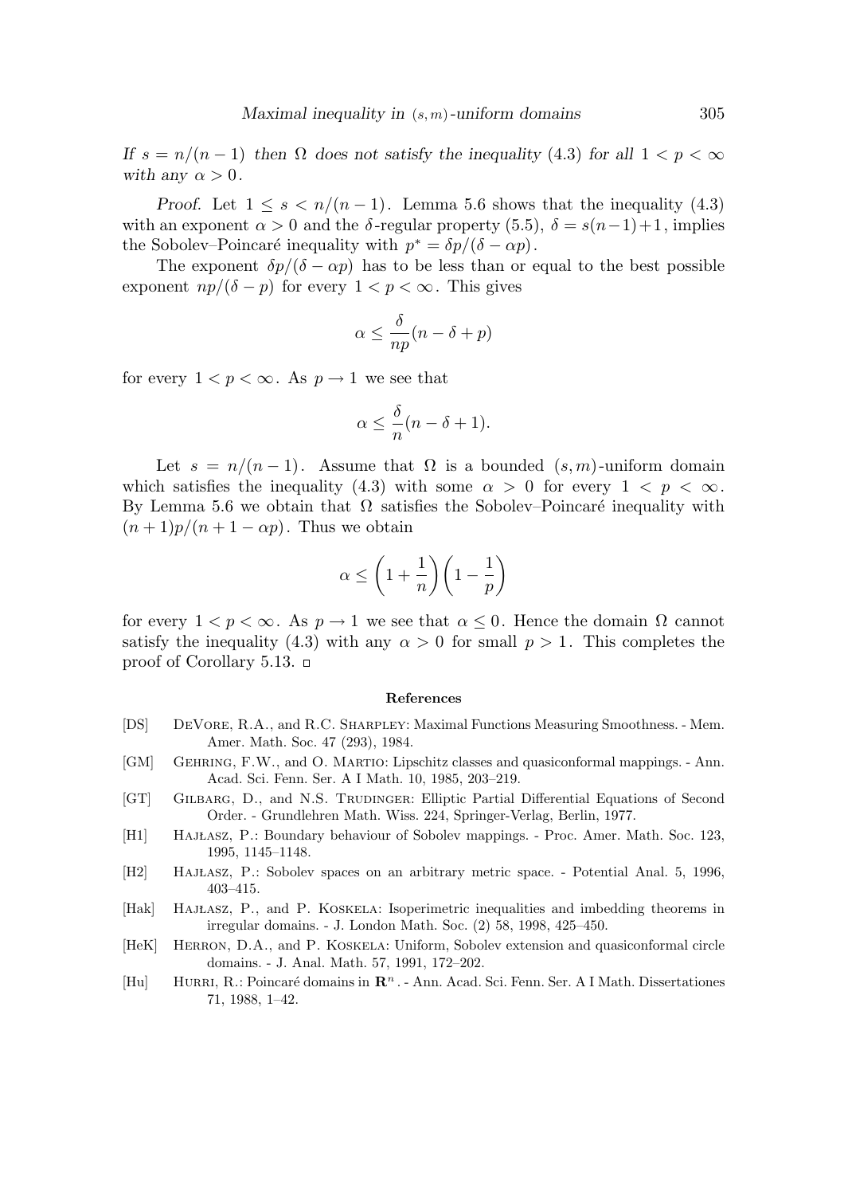*If $s = n/(n-1)$ then $\Omega$ does not satisfy the inequality* (4.3) *for all $1 < p < \infty$ with any $\alpha > 0$.*

*Proof.* Let $1 \leq s < n/(n-1)$. Lemma 5.6 shows that the inequality (4.3) with an exponent $\alpha > 0$ and the $\delta$-regular property (5.5), $\delta = s(n-1)+1$, implies the Sobolev–Poincaré inequality with $p^* = \delta p/(\delta - \alpha p)$.

The exponent $\delta p/(\delta - \alpha p)$ has to be less than or equal to the best possible exponent $np/(\delta - p)$ for every $1 < p < \infty$. This gives

$$\alpha \leq \frac{\delta}{np}(n - \delta + p)$$

for every $1 < p < \infty$. As $p \to 1$ we see that

$$\alpha \leq \frac{\delta}{n}(n - \delta + 1).$$

Let $s = n/(n-1)$. Assume that $\Omega$ is a bounded $(s,m)$-uniform domain which satisfies the inequality (4.3) with some $\alpha > 0$ for every $1 < p < \infty$. By Lemma 5.6 we obtain that $\Omega$ satisfies the Sobolev–Poincaré inequality with $(n+1)p/(n+1-\alpha p)$. Thus we obtain

$$\alpha \leq \left(1 + \frac{1}{n}\right)\left(1 - \frac{1}{p}\right)$$

for every $1 < p < \infty$. As $p \to 1$ we see that $\alpha \leq 0$. Hence the domain $\Omega$ cannot satisfy the inequality (4.3) with any $\alpha > 0$ for small $p > 1$. This completes the proof of Corollary 5.13. □

## References

[DS] DeVore, R.A., and R.C. Sharpley: Maximal Functions Measuring Smoothness. - Mem. Amer. Math. Soc. 47 (293), 1984.

[GM] Gehring, F.W., and O. Martio: Lipschitz classes and quasiconformal mappings. - Ann. Acad. Sci. Fenn. Ser. A I Math. 10, 1985, 203–219.

[GT] Gilbarg, D., and N.S. Trudinger: Elliptic Partial Differential Equations of Second Order. - Grundlehren Math. Wiss. 224, Springer-Verlag, Berlin, 1977.

[H1] Hajłasz, P.: Boundary behaviour of Sobolev mappings. - Proc. Amer. Math. Soc. 123, 1995, 1145–1148.

[H2] Hajłasz, P.: Sobolev spaces on an arbitrary metric space. - Potential Anal. 5, 1996, 403–415.

[Hak] Hajłasz, P., and P. Koskela: Isoperimetric inequalities and imbedding theorems in irregular domains. - J. London Math. Soc. (2) 58, 1998, 425–450.

[HeK] Herron, D.A., and P. Koskela: Uniform, Sobolev extension and quasiconformal circle domains. - J. Anal. Math. 57, 1991, 172–202.

[Hu] Hurri, R.: Poincaré domains in $\mathbf{R}^n$. - Ann. Acad. Sci. Fenn. Ser. A I Math. Dissertationes 71, 1988, 1–42.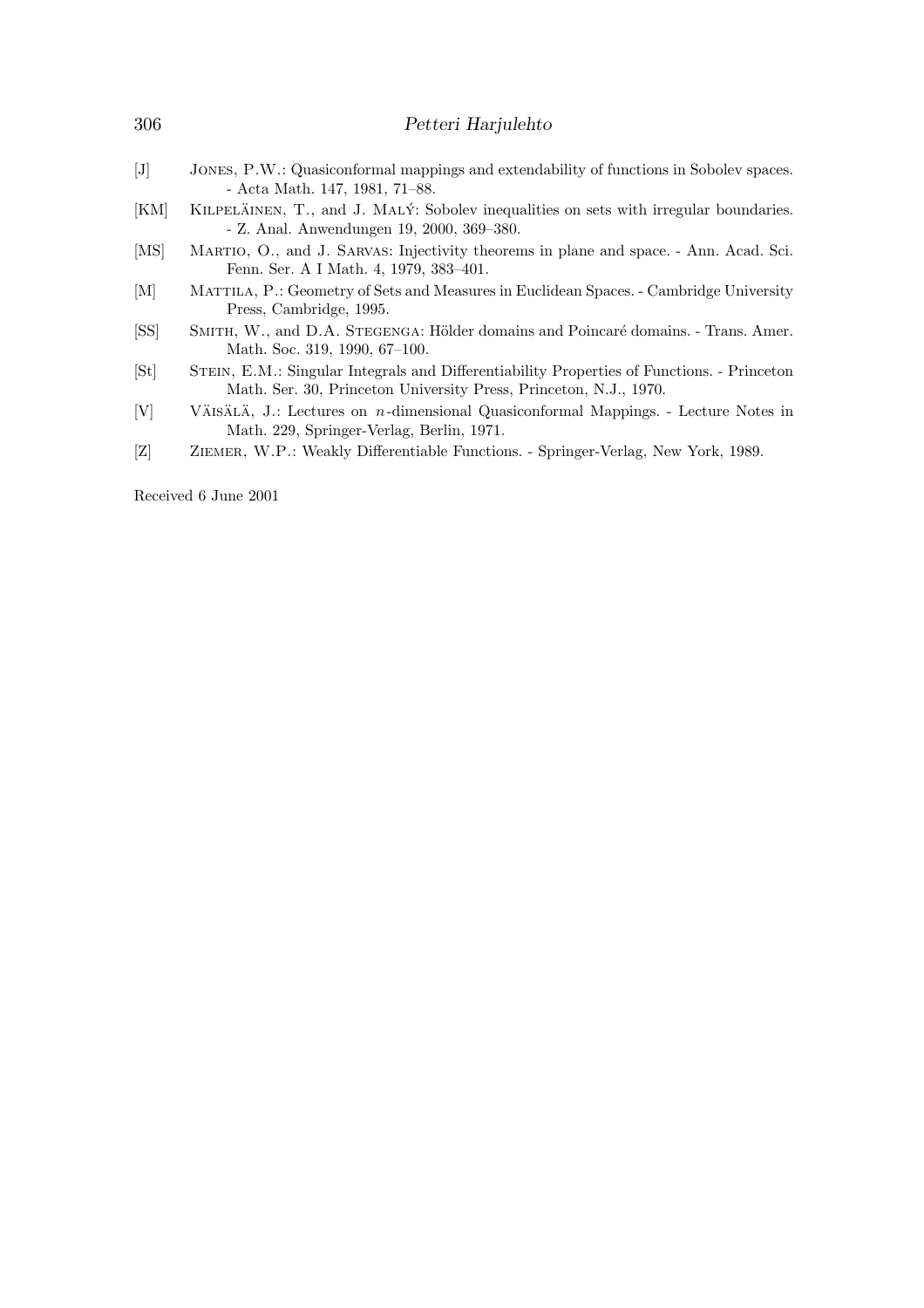[J] Jones, P.W.: Quasiconformal mappings and extendability of functions in Sobolev spaces. - Acta Math. 147, 1981, 71–88.

[KM] Kilpeläinen, T., and J. Malý: Sobolev inequalities on sets with irregular boundaries. - Z. Anal. Anwendungen 19, 2000, 369–380.

[MS] Martio, O., and J. Sarvas: Injectivity theorems in plane and space. - Ann. Acad. Sci. Fenn. Ser. A I Math. 4, 1979, 383–401.

[M] Mattila, P.: Geometry of Sets and Measures in Euclidean Spaces. - Cambridge University Press, Cambridge, 1995.

[SS] Smith, W., and D.A. Stegenga: Hölder domains and Poincaré domains. - Trans. Amer. Math. Soc. 319, 1990, 67–100.

[St] Stein, E.M.: Singular Integrals and Differentiability Properties of Functions. - Princeton Math. Ser. 30, Princeton University Press, Princeton, N.J., 1970.

[V] Väisälä, J.: Lectures on $n$-dimensional Quasiconformal Mappings. - Lecture Notes in Math. 229, Springer-Verlag, Berlin, 1971.

[Z] Ziemer, W.P.: Weakly Differentiable Functions. - Springer-Verlag, New York, 1989.

Received 6 June 2001